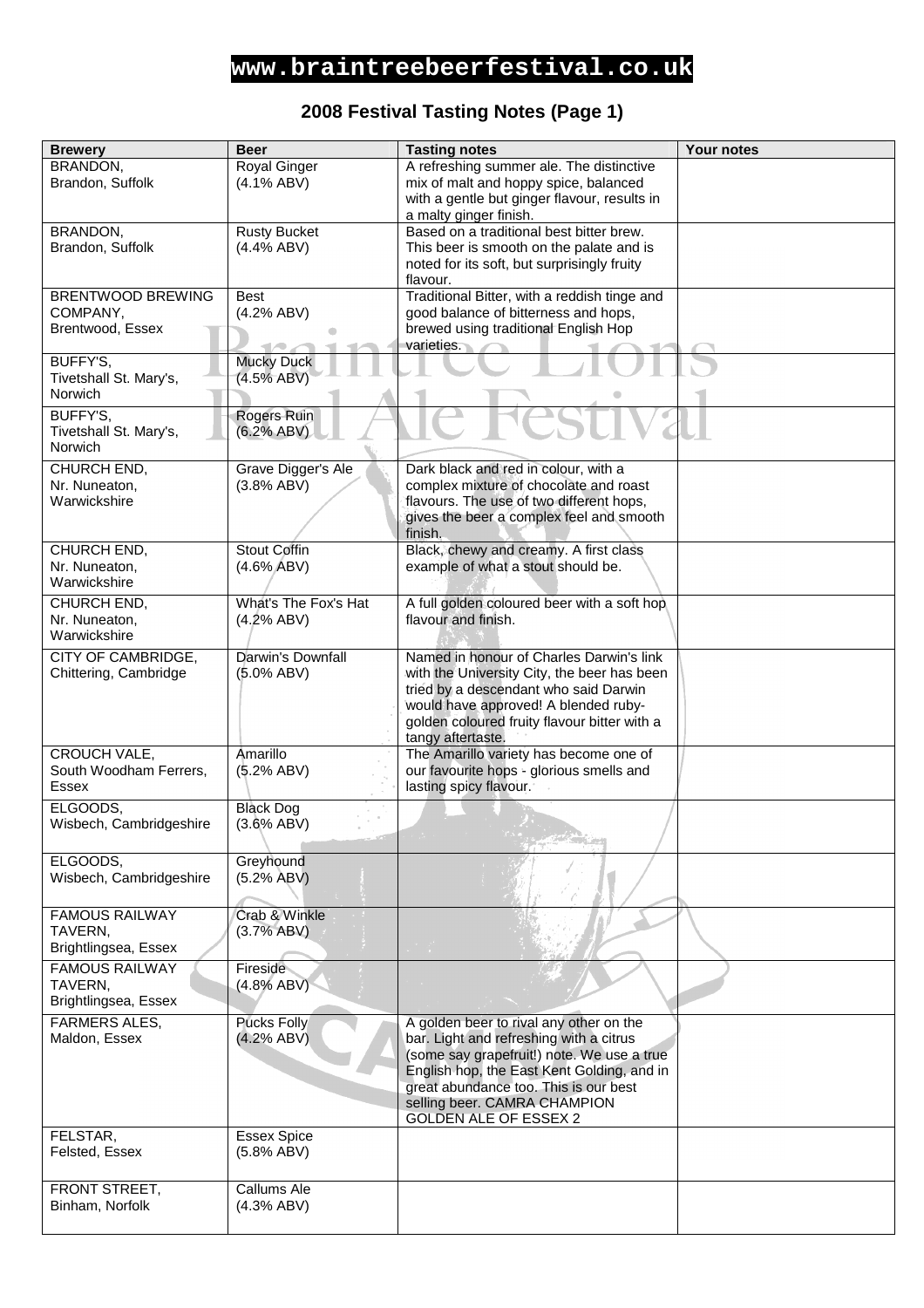# www.braintreebeerfestival.co.uk

## 2008 Festival Tasting Notes (Page 1)

| Brewery | Beer | Tasting notes | Your notes |
|---|---|---|---|
| BRANDON, Brandon, Suffolk | Royal Ginger (4.1% ABV) | A refreshing summer ale. The distinctive mix of malt and hoppy spice, balanced with a gentle but ginger flavour, results in a malty ginger finish. | |
| BRANDON, Brandon, Suffolk | Rusty Bucket (4.4% ABV) | Based on a traditional best bitter brew. This beer is smooth on the palate and is noted for its soft, but surprisingly fruity flavour. | |
| BRENTWOOD BREWING COMPANY, Brentwood, Essex | Best (4.2% ABV) | Traditional Bitter, with a reddish tinge and good balance of bitterness and hops, brewed using traditional English Hop varieties. | |
| BUFFY'S, Tivetshall St. Mary's, Norwich | Mucky Duck (4.5% ABV) | | |
| BUFFY'S, Tivetshall St. Mary's, Norwich | Rogers Ruin (6.2% ABV) | | |
| CHURCH END, Nr. Nuneaton, Warwickshire | Grave Digger's Ale (3.8% ABV) | Dark black and red in colour, with a complex mixture of chocolate and roast flavours. The use of two different hops, gives the beer a complex feel and smooth finish. | |
| CHURCH END, Nr. Nuneaton, Warwickshire | Stout Coffin (4.6% ABV) | Black, chewy and creamy. A first class example of what a stout should be. | |
| CHURCH END, Nr. Nuneaton, Warwickshire | What's The Fox's Hat (4.2% ABV) | A full golden coloured beer with a soft hop flavour and finish. | |
| CITY OF CAMBRIDGE, Chittering, Cambridge | Darwin's Downfall (5.0% ABV) | Named in honour of Charles Darwin's link with the University City, the beer has been tried by a descendant who said Darwin would have approved! A blended ruby-golden coloured fruity flavour bitter with a tangy aftertaste. | |
| CROUCH VALE, South Woodham Ferrers, Essex | Amarillo (5.2% ABV) | The Amarillo variety has become one of our favourite hops - glorious smells and lasting spicy flavour. | |
| ELGOODS, Wisbech, Cambridgeshire | Black Dog (3.6% ABV) | | |
| ELGOODS, Wisbech, Cambridgeshire | Greyhound (5.2% ABV) | | |
| FAMOUS RAILWAY TAVERN, Brightlingsea, Essex | Crab & Winkle (3.7% ABV) | | |
| FAMOUS RAILWAY TAVERN, Brightlingsea, Essex | Fireside (4.8% ABV) | | |
| FARMERS ALES, Maldon, Essex | Pucks Folly (4.2% ABV) | A golden beer to rival any other on the bar. Light and refreshing with a citrus (some say grapefruit!) note. We use a true English hop, the East Kent Golding, and in great abundance too. This is our best selling beer. CAMRA CHAMPION GOLDEN ALE OF ESSEX 2 | |
| FELSTAR, Felsted, Essex | Essex Spice (5.8% ABV) | | |
| FRONT STREET, Binham, Norfolk | Callums Ale (4.3% ABV) | | |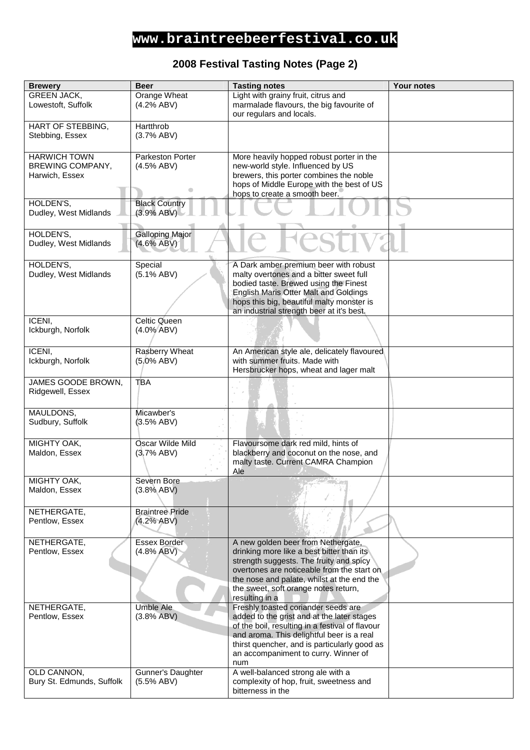# www.braintreebeerfestival.co.uk

## 2008 Festival Tasting Notes (Page 2)

| Brewery | Beer | Tasting notes | Your notes |
|---|---|---|---|
| GREEN JACK, Lowestoft, Suffolk | Orange Wheat (4.2% ABV) | Light with grainy fruit, citrus and marmalade flavours, the big favourite of our regulars and locals. | |
| HART OF STEBBING, Stebbing, Essex | Hartthrob (3.7% ABV) | | |
| HARWICH TOWN BREWING COMPANY, Harwich, Essex | Parkeston Porter (4.5% ABV) | More heavily hopped robust porter in the new-world style. Influenced by US brewers, this porter combines the noble hops of Middle Europe with the best of US hops to create a smooth beer. | |
| HOLDEN'S, Dudley, West Midlands | Black Country (3.9% ABV) | | |
| HOLDEN'S, Dudley, West Midlands | Galloping Major (4.6% ABV) | | |
| HOLDEN'S, Dudley, West Midlands | Special (5.1% ABV) | A Dark amber premium beer with robust malty overtones and a bitter sweet full bodied taste. Brewed using the Finest English Maris Otter Malt and Goldings hops this big, beautiful malty monster is an industrial strength beer at it's best. | |
| ICENI, Ickburgh, Norfolk | Celtic Queen (4.0% ABV) | | |
| ICENI, Ickburgh, Norfolk | Rasberry Wheat (5.0% ABV) | An American style ale, delicately flavoured with summer fruits. Made with Hersbrucker hops, wheat and lager malt | |
| JAMES GOODE BROWN, Ridgewell, Essex | TBA | | |
| MAULDONS, Sudbury, Suffolk | Micawber's (3.5% ABV) | | |
| MIGHTY OAK, Maldon, Essex | Oscar Wilde Mild (3.7% ABV) | Flavoursome dark red mild, hints of blackberry and coconut on the nose, and malty taste. Current CAMRA Champion Ale | |
| MIGHTY OAK, Maldon, Essex | Severn Bore (3.8% ABV) | | |
| NETHERGATE, Pentlow, Essex | Braintree Pride (4.2% ABV) | | |
| NETHERGATE, Pentlow, Essex | Essex Border (4.8% ABV) | A new golden beer from Nethergate, drinking more like a best bitter than its strength suggests. The fruity and spicy overtones are noticeable from the start on the nose and palate, whilst at the end the the sweet, soft orange notes return, resulting in a | |
| NETHERGATE, Pentlow, Essex | Umble Ale (3.8% ABV) | Freshly toasted coriander seeds are added to the grist and at the later stages of the boil, resulting in a festival of flavour and aroma. This delightful beer is a real thirst quencher, and is particularly good as an accompaniment to curry. Winner of num | |
| OLD CANNON, Bury St. Edmunds, Suffolk | Gunner's Daughter (5.5% ABV) | A well-balanced strong ale with a complexity of hop, fruit, sweetness and bitterness in the | |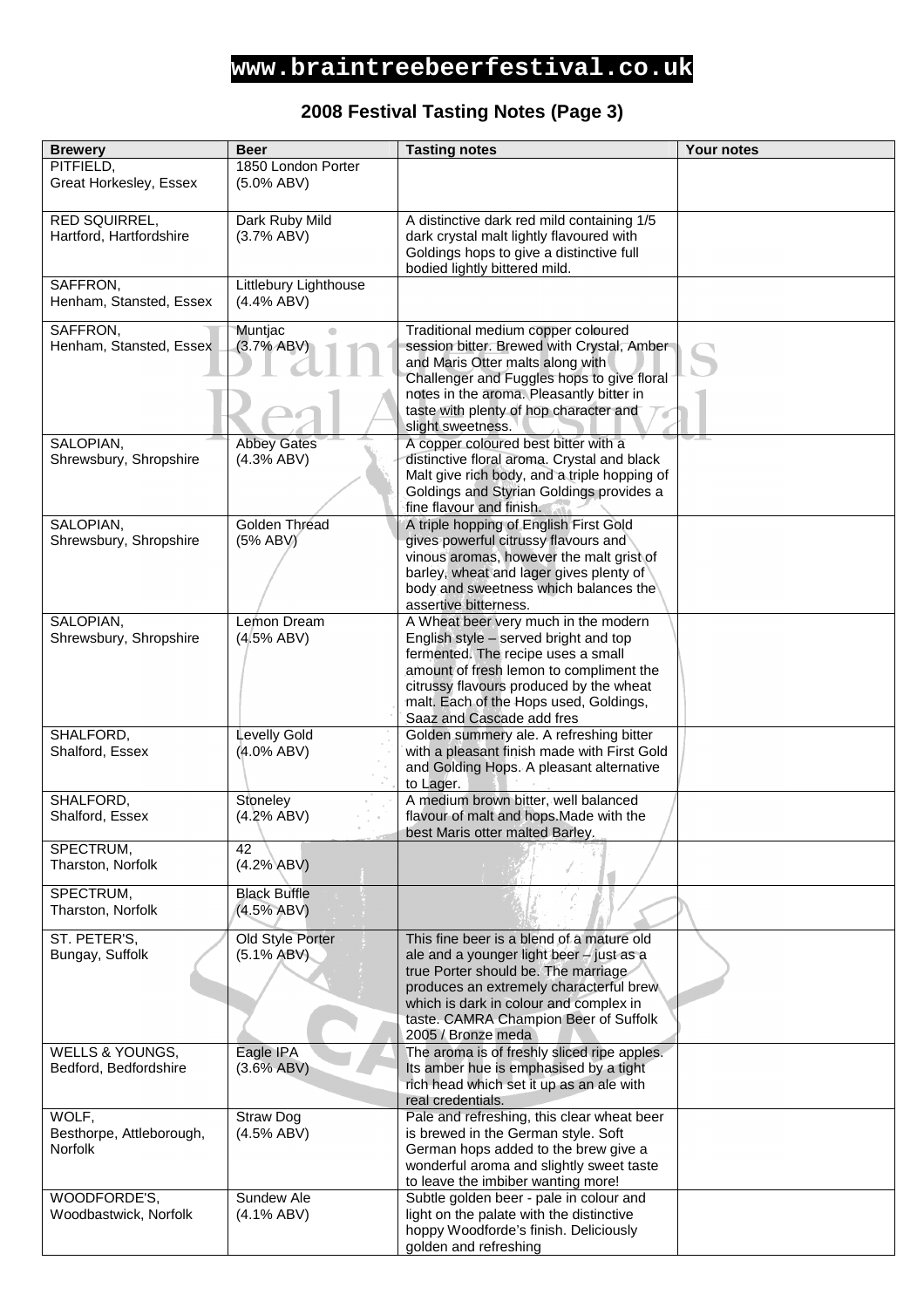**www.braintreebeerfestival.co.uk**

## 2008 Festival Tasting Notes (Page 3)

| Brewery | Beer | Tasting notes | Your notes |
|---|---|---|---|
| PITFIELD, Great Horkesley, Essex | 1850 London Porter (5.0% ABV) | | |
| RED SQUIRREL, Hartford, Hartfordshire | Dark Ruby Mild (3.7% ABV) | A distinctive dark red mild containing 1/5 dark crystal malt lightly flavoured with Goldings hops to give a distinctive full bodied lightly bittered mild. | |
| SAFFRON, Henham, Stansted, Essex | Littlebury Lighthouse (4.4% ABV) | | |
| SAFFRON, Henham, Stansted, Essex | Muntjac (3.7% ABV) | Traditional medium copper coloured session bitter. Brewed with Crystal, Amber and Maris Otter malts along with Challenger and Fuggles hops to give floral notes in the aroma. Pleasantly bitter in taste with plenty of hop character and slight sweetness. | |
| SALOPIAN, Shrewsbury, Shropshire | Abbey Gates (4.3% ABV) | A copper coloured best bitter with a distinctive floral aroma. Crystal and black Malt give rich body, and a triple hopping of Goldings and Styrian Goldings provides a fine flavour and finish. | |
| SALOPIAN, Shrewsbury, Shropshire | Golden Thread (5% ABV) | A triple hopping of English First Gold gives powerful citrussy flavours and vinous aromas, however the malt grist of barley, wheat and lager gives plenty of body and sweetness which balances the assertive bitterness. | |
| SALOPIAN, Shrewsbury, Shropshire | Lemon Dream (4.5% ABV) | A Wheat beer very much in the modern English style – served bright and top fermented. The recipe uses a small amount of fresh lemon to compliment the citrussy flavours produced by the wheat malt. Each of the Hops used, Goldings, Saaz and Cascade add fres | |
| SHALFORD, Shalford, Essex | Levelly Gold (4.0% ABV) | Golden summery ale. A refreshing bitter with a pleasant finish made with First Gold and Golding Hops. A pleasant alternative to Lager. | |
| SHALFORD, Shalford, Essex | Stoneley (4.2% ABV) | A medium brown bitter, well balanced flavour of malt and hops.Made with the best Maris otter malted Barley. | |
| SPECTRUM, Tharston, Norfolk | 42 (4.2% ABV) | | |
| SPECTRUM, Tharston, Norfolk | Black Buffle (4.5% ABV) | | |
| ST. PETER'S, Bungay, Suffolk | Old Style Porter (5.1% ABV) | This fine beer is a blend of a mature old ale and a younger light beer – just as a true Porter should be. The marriage produces an extremely characterful brew which is dark in colour and complex in taste. CAMRA Champion Beer of Suffolk 2005 / Bronze meda | |
| WELLS & YOUNGS, Bedford, Bedfordshire | Eagle IPA (3.6% ABV) | The aroma is of freshly sliced ripe apples. Its amber hue is emphasised by a tight rich head which set it up as an ale with real credentials. | |
| WOLF, Besthorpe, Attleborough, Norfolk | Straw Dog (4.5% ABV) | Pale and refreshing, this clear wheat beer is brewed in the German style. Soft German hops added to the brew give a wonderful aroma and slightly sweet taste to leave the imbiber wanting more! | |
| WOODFORDE'S, Woodbastwick, Norfolk | Sundew Ale (4.1% ABV) | Subtle golden beer - pale in colour and light on the palate with the distinctive hoppy Woodforde's finish. Deliciously golden and refreshing | |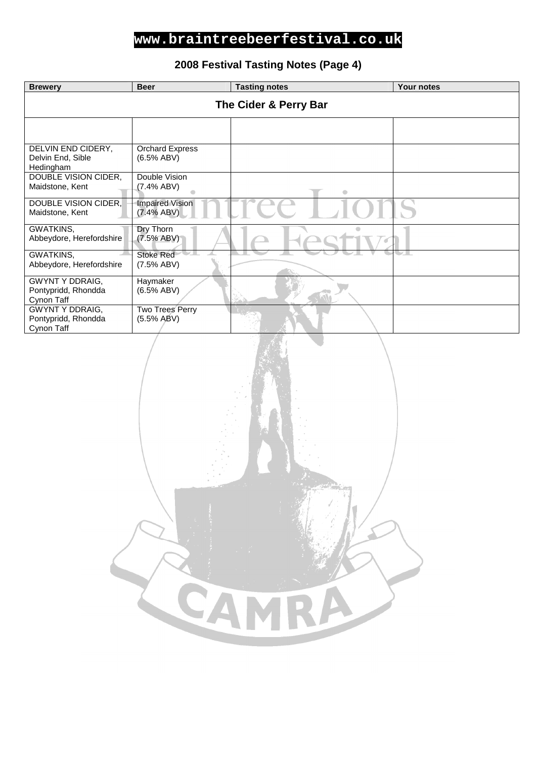# www.braintreebeerfestival.co.uk

## 2008 Festival Tasting Notes (Page 4)

| Brewery | Beer | Tasting notes | Your notes |
|---|---|---|---|
| **The Cider & Perry Bar** | | | |
| | | | |
| DELVIN END CIDERY, Delvin End, Sible Hedingham | Orchard Express (6.5% ABV) | | |
| DOUBLE VISION CIDER, Maidstone, Kent | Double Vision (7.4% ABV) | | |
| DOUBLE VISION CIDER, Maidstone, Kent | Impaired Vision (7.4% ABV) | | |
| GWATKINS, Abbeydore, Herefordshire | Dry Thorn (7.5% ABV) | | |
| GWATKINS, Abbeydore, Herefordshire | Stoke Red (7.5% ABV) | | |
| GWYNT Y DDRAIG, Pontypridd, Rhondda Cynon Taff | Haymaker (6.5% ABV) | | |
| GWYNT Y DDRAIG, Pontypridd, Rhondda Cynon Taff | Two Trees Perry (5.5% ABV) | | |